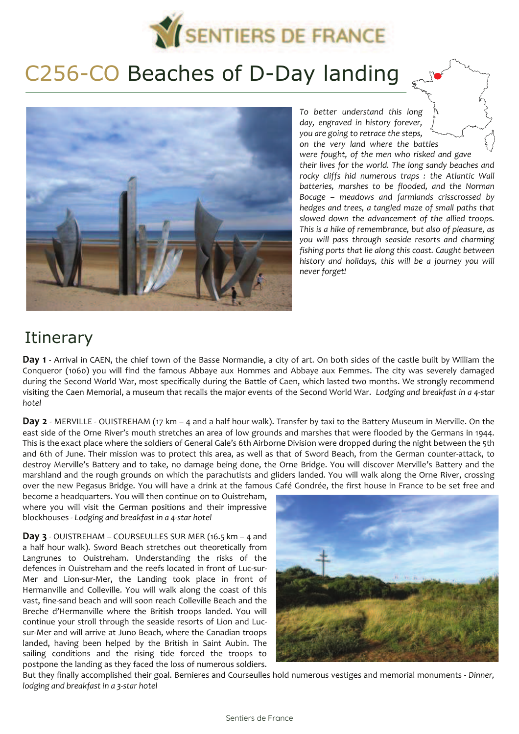# C256-CO Beaches of D-Day landing

*To better understand this long day, engraved in history forever, you are going to retrace the steps, on the very land where the battles were fought, of the men who risked and gave their lives for the world. The long sandy beaches and rocky cliffs hid numerous traps : the Atlantic Wall batteries, marshes to be flooded, and the Norman Bocage – meadows and farmlands crisscrossed by hedges and trees, a tangled maze of small paths that slowed down the advancement of the allied troops. This is a hike of remembrance, but also of pleasure, as you will pass through seaside resorts and charming fishing ports that lie along this coast. Caught between history and holidays, this will be a journey you will never forget!*

## Itinerary

**Day 1** - Arrival in CAEN, the chief town of the Basse Normandie, a city of art. On both sides of the castle built by William the Conqueror (1060) you will find the famous Abbaye aux Hommes and Abbaye aux Femmes. The city was severely damaged during the Second World War, most specifically during the Battle of Caen, which lasted two months. We strongly recommend visiting the Caen Memorial, a museum that recalls the major events of the Second World War. *Lodging and breakfast in a 4-star hotel*

**Day 2** - MERVILLE - OUISTREHAM (17 km – 4 and a half hour walk). Transfer by taxi to the Battery Museum in Merville. On the east side of the Orne River's mouth stretches an area of low grounds and marshes that were flooded by the Germans in 1944. This is the exact place where the soldiers of General Gale's 6th Airborne Division were dropped during the night between the 5th and 6th of June. Their mission was to protect this area, as well as that of Sword Beach, from the German counter-attack, to destroy Merville's Battery and to take, no damage being done, the Orne Bridge. You will discover Merville's Battery and the marshland and the rough grounds on which the parachutists and gliders landed. You will walk along the Orne River, crossing over the new Pegasus Bridge. You will have a drink at the famous Café Gondrée, the first house in France to be set free and become a headquarters. You will then continue on to Ouistreham, where you will visit the German positions and their impressive blockhouses - *Lodging and breakfast in a 4-star hotel*

**Day 3** - OUISTREHAM – COURSEULLES SUR MER (16.5 km – 4 and a half hour walk). Sword Beach stretches out theoretically from Langrunes to Ouistreham. Understanding the risks of the defences in Ouistreham and the reefs located in front of Luc-sur-Mer and Lion-sur-Mer, the Landing took place in front of Hermanville and Colleville. You will walk along the coast of this vast, fine-sand beach and will soon reach Colleville Beach and the Breche d'Hermanville where the British troops landed. You will continue your stroll through the seaside resorts of Lion and Luc-sur-Mer and will arrive at Juno Beach, where the Canadian troops landed, having been helped by the British in Saint Aubin. The sailing conditions and the rising tide forced the troops to postpone the landing as they faced the loss of numerous soldiers. But they finally accomplished their goal. Bernieres and Courseulles hold numerous vestiges and memorial monuments - *Dinner, lodging and breakfast in a 3-star hotel*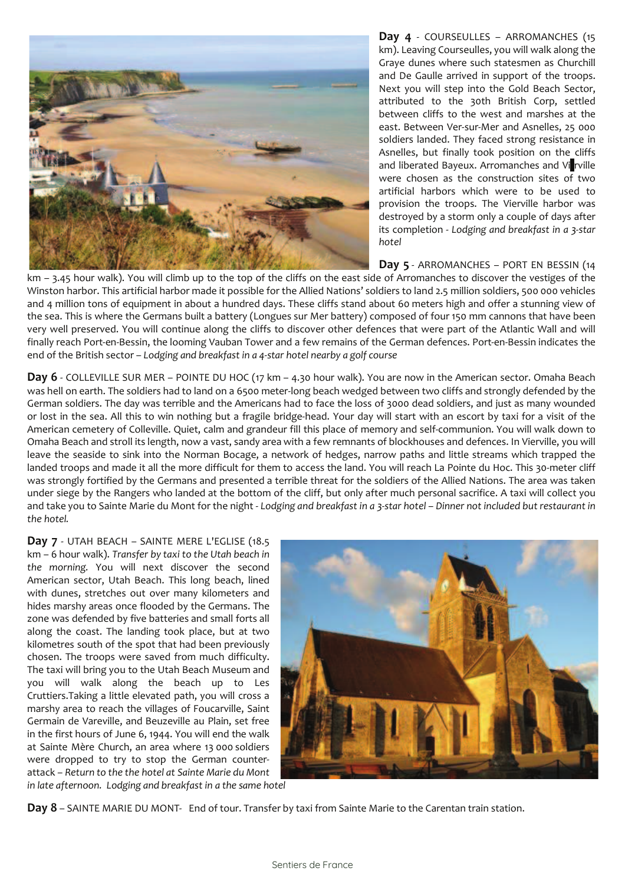**Day 4** - COURSEULLES – ARROMANCHES (15 km). Leaving Courseulles, you will walk along the Graye dunes where such statesmen as Churchill and De Gaulle arrived in support of the troops. Next you will step into the Gold Beach Sector, attributed to the 30th British Corp, settled between cliffs to the west and marshes at the east. Between Ver-sur-Mer and Asnelles, 25 000 soldiers landed. They faced strong resistance in Asnelles, but finally took position on the cliffs and liberated Bayeux. Arromanches and Vierville were chosen as the construction sites of two artificial harbors which were to be used to provision the troops. The Vierville harbor was destroyed by a storm only a couple of days after its completion - *Lodging and breakfast in a 3-star hotel*

**Day 5** - ARROMANCHES – PORT EN BESSIN (14 km – 3.45 hour walk). You will climb up to the top of the cliffs on the east side of Arromanches to discover the vestiges of the Winston harbor. This artificial harbor made it possible for the Allied Nations' soldiers to land 2.5 million soldiers, 500 000 vehicles and 4 million tons of equipment in about a hundred days. These cliffs stand about 60 meters high and offer a stunning view of the sea. This is where the Germans built a battery (Longues sur Mer battery) composed of four 150 mm cannons that have been very well preserved. You will continue along the cliffs to discover other defences that were part of the Atlantic Wall and will finally reach Port-en-Bessin, the looming Vauban Tower and a few remains of the German defences. Port-en-Bessin indicates the end of the British sector – *Lodging and breakfast in a 4-star hotel nearby a golf course*

**Day 6** - COLLEVILLE SUR MER – POINTE DU HOC (17 km – 4.30 hour walk). You are now in the American sector. Omaha Beach was hell on earth. The soldiers had to land on a 6500 meter-long beach wedged between two cliffs and strongly defended by the German soldiers. The day was terrible and the Americans had to face the loss of 3000 dead soldiers, and just as many wounded or lost in the sea. All this to win nothing but a fragile bridge-head. Your day will start with an escort by taxi for a visit of the American cemetery of Colleville. Quiet, calm and grandeur fill this place of memory and self-communion. You will walk down to Omaha Beach and stroll its length, now a vast, sandy area with a few remnants of blockhouses and defences. In Vierville, you will leave the seaside to sink into the Norman Bocage, a network of hedges, narrow paths and little streams which trapped the landed troops and made it all the more difficult for them to access the land. You will reach La Pointe du Hoc. This 30-meter cliff was strongly fortified by the Germans and presented a terrible threat for the soldiers of the Allied Nations. The area was taken under siege by the Rangers who landed at the bottom of the cliff, but only after much personal sacrifice. A taxi will collect you and take you to Sainte Marie du Mont for the night - *Lodging and breakfast in a 3-star hotel – Dinner not included but restaurant in the hotel.*

**Day 7** - UTAH BEACH – SAINTE MERE L'EGLISE (18.5 km – 6 hour walk). *Transfer by taxi to the Utah beach in the morning.* You will next discover the second American sector, Utah Beach. This long beach, lined with dunes, stretches out over many kilometers and hides marshy areas once flooded by the Germans. The zone was defended by five batteries and small forts all along the coast. The landing took place, but at two kilometres south of the spot that had been previously chosen. The troops were saved from much difficulty. The taxi will bring you to the Utah Beach Museum and you will walk along the beach up to Les Cruttiers.Taking a little elevated path, you will cross a marshy area to reach the villages of Foucarville, Saint Germain de Vareville, and Beuzeville au Plain, set free in the first hours of June 6, 1944. You will end the walk at Sainte Mère Church, an area where 13 000 soldiers were dropped to try to stop the German counter-attack – *Return to the the hotel at Sainte Marie du Mont in late afternoon. Lodging and breakfast in a the same hotel*

**Day 8** – SAINTE MARIE DU MONT- End of tour. Transfer by taxi from Sainte Marie to the Carentan train station.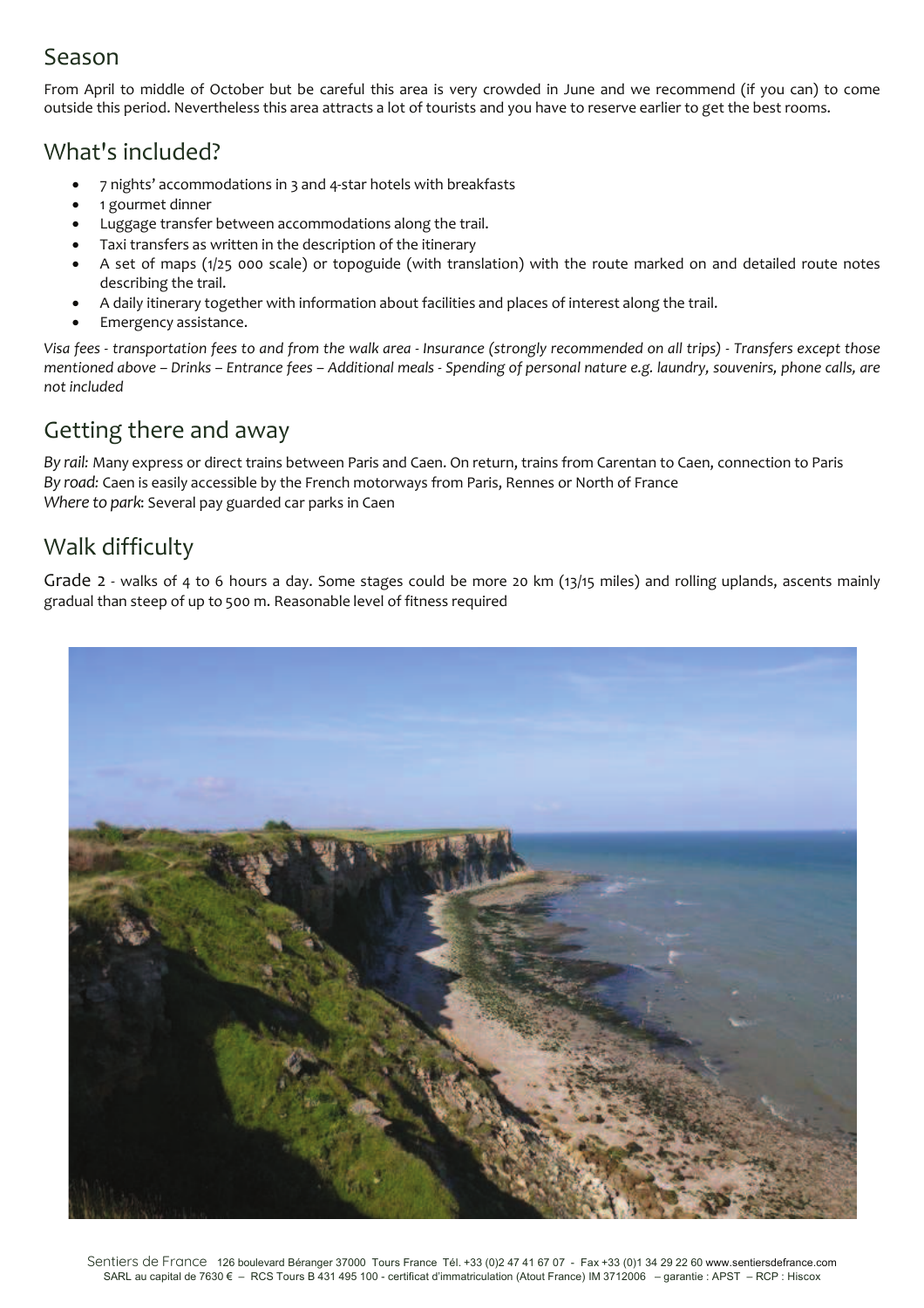## Season

From April to middle of October but be careful this area is very crowded in June and we recommend (if you can) to come outside this period. Nevertheless this area attracts a lot of tourists and you have to reserve earlier to get the best rooms.

## What's included?

- 7 nights' accommodations in 3 and 4-star hotels with breakfasts
- 1 gourmet dinner
- Luggage transfer between accommodations along the trail.
- Taxi transfers as written in the description of the itinerary
- A set of maps (1/25 000 scale) or topoguide (with translation) with the route marked on and detailed route notes describing the trail.
- A daily itinerary together with information about facilities and places of interest along the trail.
- Emergency assistance.

*Visa fees - transportation fees to and from the walk area - Insurance (strongly recommended on all trips) - Transfers except those mentioned above – Drinks – Entrance fees – Additional meals - Spending of personal nature e.g. laundry, souvenirs, phone calls, are not included*

## Getting there and away

*By rail:* Many express or direct trains between Paris and Caen. On return, trains from Carentan to Caen, connection to Paris
*By road:* Caen is easily accessible by the French motorways from Paris, Rennes or North of France
*Where to park*: Several pay guarded car parks in Caen

## Walk difficulty

Grade 2 - walks of 4 to 6 hours a day. Some stages could be more 20 km (13/15 miles) and rolling uplands, ascents mainly gradual than steep of up to 500 m. Reasonable level of fitness required

Sentiers de France 126 boulevard Béranger 37000 Tours France Tél. +33 (0)2 47 41 67 07 - Fax +33 (0)1 34 29 22 60 www.sentiersdefrance.com
SARL au capital de 7630 € – RCS Tours B 431 495 100 - certificat d'immatriculation (Atout France) IM 3712006 – garantie : APST – RCP : Hiscox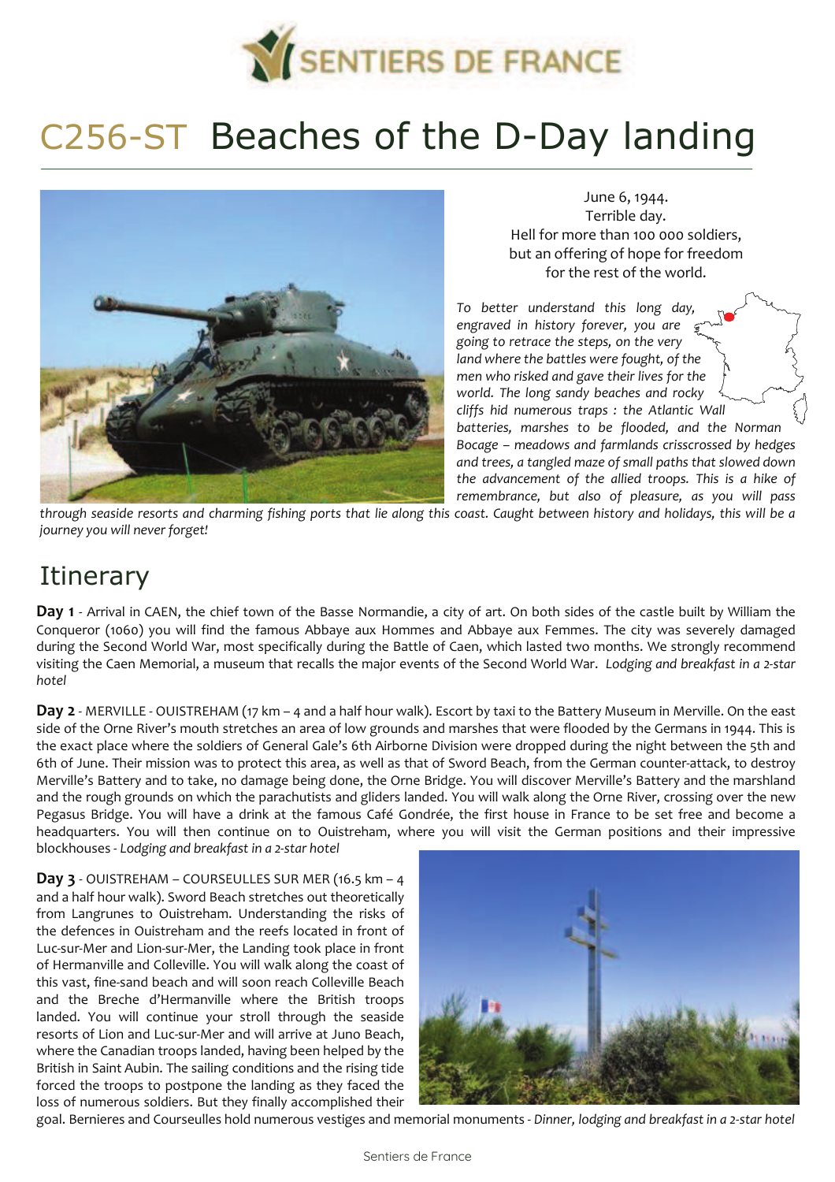# C256-ST Beaches of the D-Day landing

June 6, 1944.
Terrible day.
Hell for more than 100 000 soldiers,
but an offering of hope for freedom
for the rest of the world.

*To better understand this long day, engraved in history forever, you are going to retrace the steps, on the very land where the battles were fought, of the men who risked and gave their lives for the world. The long sandy beaches and rocky cliffs hid numerous traps : the Atlantic Wall batteries, marshes to be flooded, and the Norman Bocage – meadows and farmlands crisscrossed by hedges and trees, a tangled maze of small paths that slowed down the advancement of the allied troops. This is a hike of remembrance, but also of pleasure, as you will pass through seaside resorts and charming fishing ports that lie along this coast. Caught between history and holidays, this will be a journey you will never forget!*

## Itinerary

**Day 1** - Arrival in CAEN, the chief town of the Basse Normandie, a city of art. On both sides of the castle built by William the Conqueror (1060) you will find the famous Abbaye aux Hommes and Abbaye aux Femmes. The city was severely damaged during the Second World War, most specifically during the Battle of Caen, which lasted two months. We strongly recommend visiting the Caen Memorial, a museum that recalls the major events of the Second World War. *Lodging and breakfast in a 2-star hotel*

**Day 2** - MERVILLE - OUISTREHAM (17 km – 4 and a half hour walk). Escort by taxi to the Battery Museum in Merville. On the east side of the Orne River's mouth stretches an area of low grounds and marshes that were flooded by the Germans in 1944. This is the exact place where the soldiers of General Gale's 6th Airborne Division were dropped during the night between the 5th and 6th of June. Their mission was to protect this area, as well as that of Sword Beach, from the German counter-attack, to destroy Merville's Battery and to take, no damage being done, the Orne Bridge. You will discover Merville's Battery and the marshland and the rough grounds on which the parachutists and gliders landed. You will walk along the Orne River, crossing over the new Pegasus Bridge. You will have a drink at the famous Café Gondrée, the first house in France to be set free and become a headquarters. You will then continue on to Ouistreham, where you will visit the German positions and their impressive blockhouses - *Lodging and breakfast in a 2-star hotel*

**Day 3** - OUISTREHAM – COURSEULLES SUR MER (16.5 km – 4 and a half hour walk). Sword Beach stretches out theoretically from Langrunes to Ouistreham. Understanding the risks of the defences in Ouistreham and the reefs located in front of Luc-sur-Mer and Lion-sur-Mer, the Landing took place in front of Hermanville and Colleville. You will walk along the coast of this vast, fine-sand beach and will soon reach Colleville Beach and the Breche d'Hermanville where the British troops landed. You will continue your stroll through the seaside resorts of Lion and Luc-sur-Mer and will arrive at Juno Beach, where the Canadian troops landed, having been helped by the British in Saint Aubin. The sailing conditions and the rising tide forced the troops to postpone the landing as they faced the loss of numerous soldiers. But they finally accomplished their goal. Bernieres and Courseulles hold numerous vestiges and memorial monuments - *Dinner, lodging and breakfast in a 2-star hotel*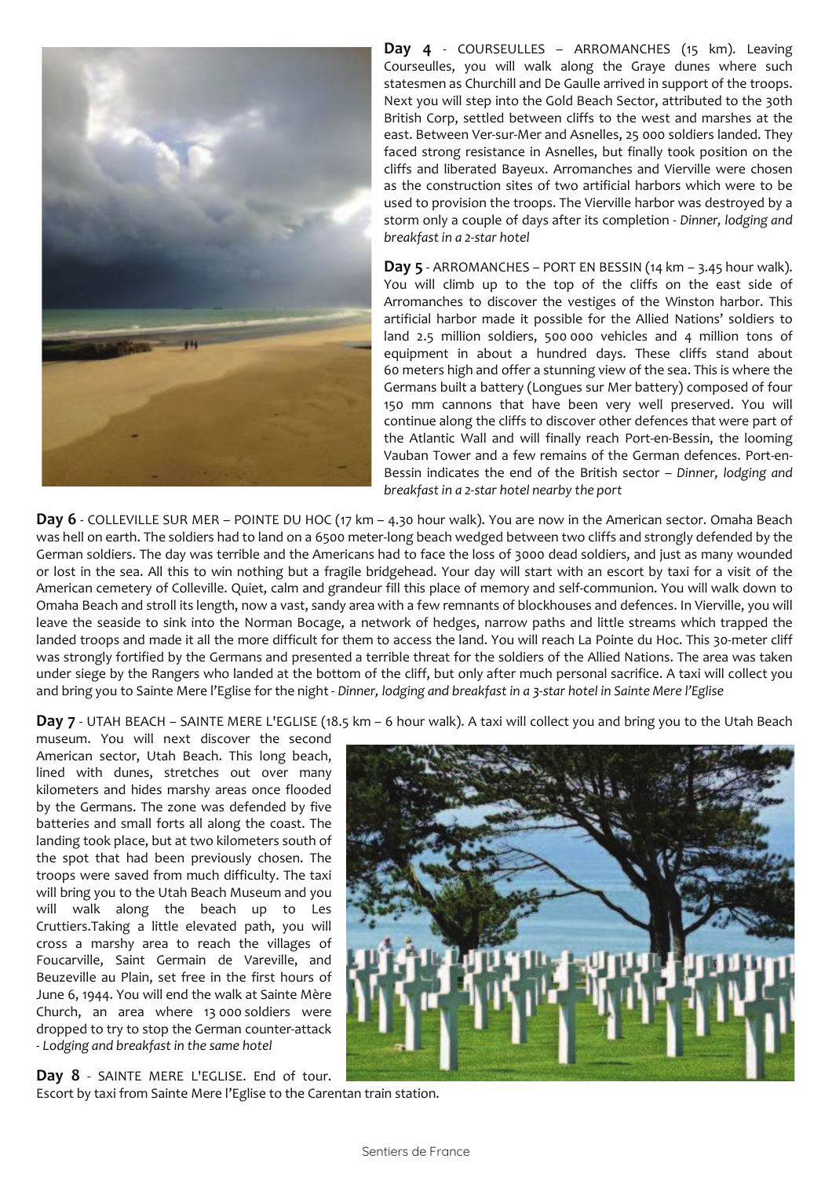**Day 4** - COURSEULLES – ARROMANCHES (15 km). Leaving Courseulles, you will walk along the Graye dunes where such statesmen as Churchill and De Gaulle arrived in support of the troops. Next you will step into the Gold Beach Sector, attributed to the 30th British Corp, settled between cliffs to the west and marshes at the east. Between Ver-sur-Mer and Asnelles, 25 000 soldiers landed. They faced strong resistance in Asnelles, but finally took position on the cliffs and liberated Bayeux. Arromanches and Vierville were chosen as the construction sites of two artificial harbors which were to be used to provision the troops. The Vierville harbor was destroyed by a storm only a couple of days after its completion - *Dinner, lodging and breakfast in a 2-star hotel*

**Day 5** - ARROMANCHES – PORT EN BESSIN (14 km – 3.45 hour walk). You will climb up to the top of the cliffs on the east side of Arromanches to discover the vestiges of the Winston harbor. This artificial harbor made it possible for the Allied Nations' soldiers to land 2.5 million soldiers, 500 000 vehicles and 4 million tons of equipment in about a hundred days. These cliffs stand about 60 meters high and offer a stunning view of the sea. This is where the Germans built a battery (Longues sur Mer battery) composed of four 150 mm cannons that have been very well preserved. You will continue along the cliffs to discover other defences that were part of the Atlantic Wall and will finally reach Port-en-Bessin, the looming Vauban Tower and a few remains of the German defences. Port-en-Bessin indicates the end of the British sector – *Dinner, lodging and breakfast in a 2-star hotel nearby the port*

**Day 6** - COLLEVILLE SUR MER – POINTE DU HOC (17 km – 4.30 hour walk). You are now in the American sector. Omaha Beach was hell on earth. The soldiers had to land on a 6500 meter-long beach wedged between two cliffs and strongly defended by the German soldiers. The day was terrible and the Americans had to face the loss of 3000 dead soldiers, and just as many wounded or lost in the sea. All this to win nothing but a fragile bridgehead. Your day will start with an escort by taxi for a visit of the American cemetery of Colleville. Quiet, calm and grandeur fill this place of memory and self-communion. You will walk down to Omaha Beach and stroll its length, now a vast, sandy area with a few remnants of blockhouses and defences. In Vierville, you will leave the seaside to sink into the Norman Bocage, a network of hedges, narrow paths and little streams which trapped the landed troops and made it all the more difficult for them to access the land. You will reach La Pointe du Hoc. This 30-meter cliff was strongly fortified by the Germans and presented a terrible threat for the soldiers of the Allied Nations. The area was taken under siege by the Rangers who landed at the bottom of the cliff, but only after much personal sacrifice. A taxi will collect you and bring you to Sainte Mere l'Eglise for the night - *Dinner, lodging and breakfast in a 3-star hotel in Sainte Mere l'Eglise*

**Day 7** - UTAH BEACH – SAINTE MERE L'EGLISE (18.5 km – 6 hour walk). A taxi will collect you and bring you to the Utah Beach museum. You will next discover the second American sector, Utah Beach. This long beach, lined with dunes, stretches out over many kilometers and hides marshy areas once flooded by the Germans. The zone was defended by five batteries and small forts all along the coast. The landing took place, but at two kilometers south of the spot that had been previously chosen. The troops were saved from much difficulty. The taxi will bring you to the Utah Beach Museum and you will walk along the beach up to Les Cruttiers.Taking a little elevated path, you will cross a marshy area to reach the villages of Foucarville, Saint Germain de Vareville, and Beuzeville au Plain, set free in the first hours of June 6, 1944. You will end the walk at Sainte Mère Church, an area where 13 000 soldiers were dropped to try to stop the German counter-attack - *Lodging and breakfast in the same hotel*

**Day 8** - SAINTE MERE L'EGLISE. End of tour. Escort by taxi from Sainte Mere l'Eglise to the Carentan train station.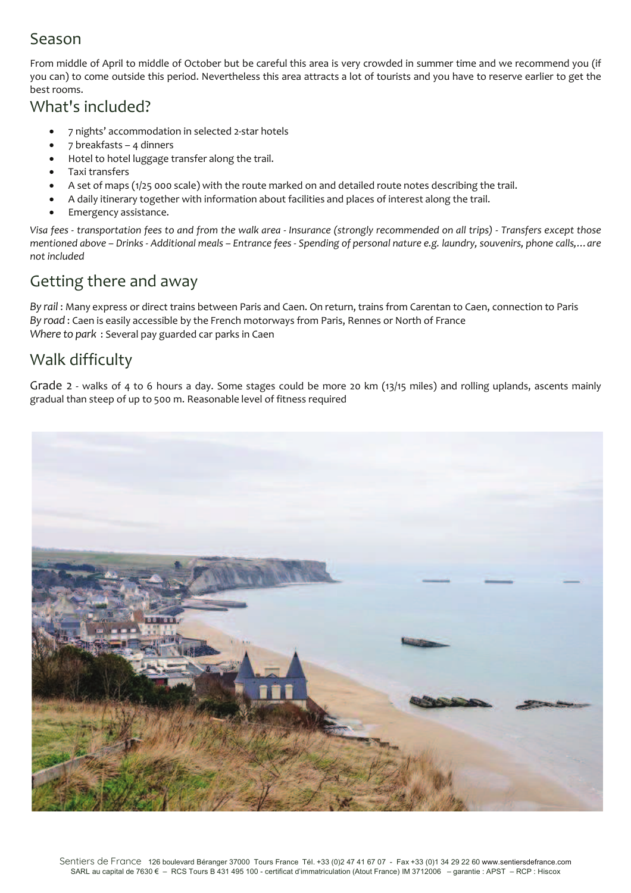## Season

From middle of April to middle of October but be careful this area is very crowded in summer time and we recommend you (if you can) to come outside this period. Nevertheless this area attracts a lot of tourists and you have to reserve earlier to get the best rooms.

## What's included?

- 7 nights' accommodation in selected 2-star hotels
- 7 breakfasts – 4 dinners
- Hotel to hotel luggage transfer along the trail.
- Taxi transfers
- A set of maps (1/25 000 scale) with the route marked on and detailed route notes describing the trail.
- A daily itinerary together with information about facilities and places of interest along the trail.
- Emergency assistance.

*Visa fees - transportation fees to and from the walk area - Insurance (strongly recommended on all trips) - Transfers except those mentioned above – Drinks - Additional meals – Entrance fees - Spending of personal nature e.g. laundry, souvenirs, phone calls,… are not included*

## Getting there and away

*By rail* : Many express or direct trains between Paris and Caen. On return, trains from Carentan to Caen, connection to Paris
*By road* : Caen is easily accessible by the French motorways from Paris, Rennes or North of France
*Where to park* : Several pay guarded car parks in Caen

## Walk difficulty

Grade 2 - walks of 4 to 6 hours a day. Some stages could be more 20 km (13/15 miles) and rolling uplands, ascents mainly gradual than steep of up to 500 m. Reasonable level of fitness required

Sentiers de France 126 boulevard Béranger 37000 Tours France Tél. +33 (0)2 47 41 67 07 - Fax +33 (0)1 34 29 22 60 www.sentiersdefrance.com
SARL au capital de 7630 € – RCS Tours B 431 495 100 - certificat d'immatriculation (Atout France) IM 3712006 – garantie : APST – RCP : Hiscox